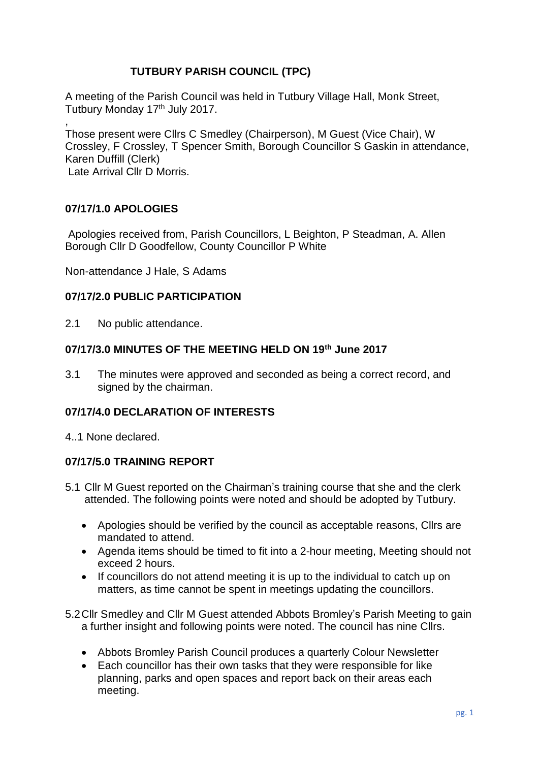# TUTBURY PARISH COUNCIL (TPC)

A meeting of the Parish Council was held in Tutbury Village Hall, Monk Street, Tutbury Monday 17th July 2017.

,

Those present were Cllrs C Smedley (Chairperson), M Guest (Vice Chair), W Crossley, F Crossley, T Spencer Smith, Borough Councillor S Gaskin in attendance, Karen Duffill (Clerk)
Late Arrival Cllr D Morris.

## 07/17/1.0 APOLOGIES

Apologies received from, Parish Councillors, L Beighton, P Steadman, A. Allen Borough Cllr D Goodfellow, County Councillor P White

Non-attendance J Hale, S Adams

## 07/17/2.0 PUBLIC PARTICIPATION

2.1 No public attendance.

## 07/17/3.0 MINUTES OF THE MEETING HELD ON 19th June 2017

3.1 The minutes were approved and seconded as being a correct record, and signed by the chairman.

## 07/17/4.0 DECLARATION OF INTERESTS

4..1 None declared.

## 07/17/5.0 TRAINING REPORT

5.1 Cllr M Guest reported on the Chairman's training course that she and the clerk attended. The following points were noted and should be adopted by Tutbury.

- Apologies should be verified by the council as acceptable reasons, Cllrs are mandated to attend.
- Agenda items should be timed to fit into a 2-hour meeting, Meeting should not exceed 2 hours.
- If councillors do not attend meeting it is up to the individual to catch up on matters, as time cannot be spent in meetings updating the councillors.

5.2 Cllr Smedley and Cllr M Guest attended Abbots Bromley's Parish Meeting to gain a further insight and following points were noted. The council has nine Cllrs.

- Abbots Bromley Parish Council produces a quarterly Colour Newsletter
- Each councillor has their own tasks that they were responsible for like planning, parks and open spaces and report back on their areas each meeting.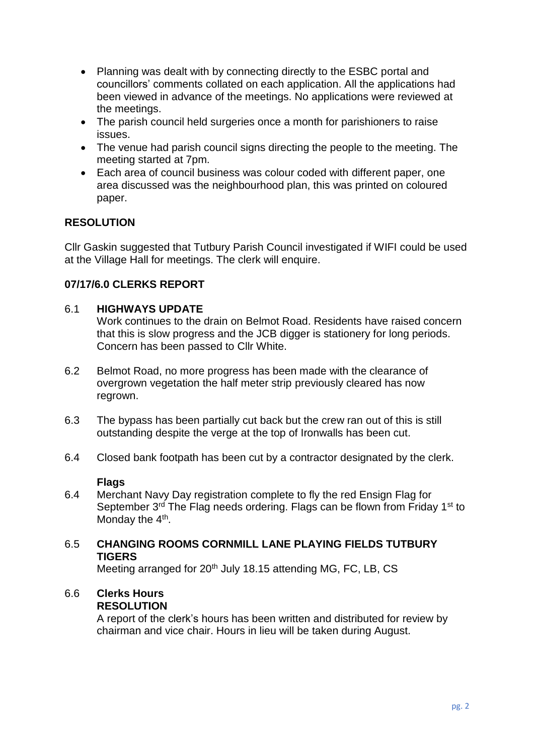- Planning was dealt with by connecting directly to the ESBC portal and councillors' comments collated on each application. All the applications had been viewed in advance of the meetings. No applications were reviewed at the meetings.
- The parish council held surgeries once a month for parishioners to raise issues.
- The venue had parish council signs directing the people to the meeting. The meeting started at 7pm.
- Each area of council business was colour coded with different paper, one area discussed was the neighbourhood plan, this was printed on coloured paper.

**RESOLUTION**

Cllr Gaskin suggested that Tutbury Parish Council investigated if WIFI could be used at the Village Hall for meetings. The clerk will enquire.

**07/17/6.0 CLERKS REPORT**

6.1 **HIGHWAYS UPDATE**

Work continues to the drain on Belmot Road. Residents have raised concern that this is slow progress and the JCB digger is stationery for long periods. Concern has been passed to Cllr White.

6.2 Belmot Road, no more progress has been made with the clearance of overgrown vegetation the half meter strip previously cleared has now regrown.

6.3 The bypass has been partially cut back but the crew ran out of this is still outstanding despite the verge at the top of Ironwalls has been cut.

6.4 Closed bank footpath has been cut by a contractor designated by the clerk.

**Flags**

6.4 Merchant Navy Day registration complete to fly the red Ensign Flag for September 3rd The Flag needs ordering. Flags can be flown from Friday 1st to Monday the 4th.

6.5 **CHANGING ROOMS CORNMILL LANE PLAYING FIELDS TUTBURY TIGERS**

Meeting arranged for 20th July 18.15 attending MG, FC, LB, CS

6.6 **Clerks Hours**

**RESOLUTION**

A report of the clerk's hours has been written and distributed for review by chairman and vice chair. Hours in lieu will be taken during August.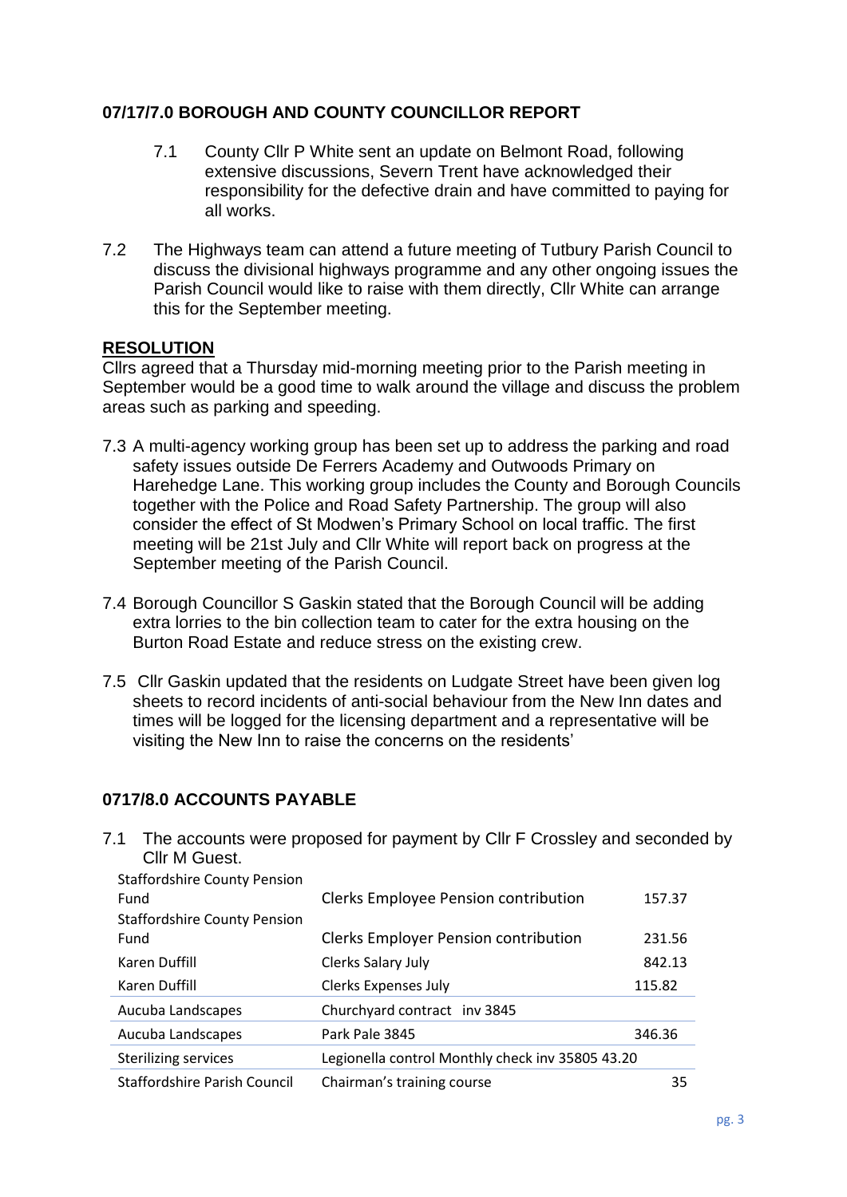## 07/17/7.0 BOROUGH AND COUNTY COUNCILLOR REPORT

7.1 County Cllr P White sent an update on Belmont Road, following extensive discussions, Severn Trent have acknowledged their responsibility for the defective drain and have committed to paying for all works.

7.2 The Highways team can attend a future meeting of Tutbury Parish Council to discuss the divisional highways programme and any other ongoing issues the Parish Council would like to raise with them directly, Cllr White can arrange this for the September meeting.

**RESOLUTION**

Cllrs agreed that a Thursday mid-morning meeting prior to the Parish meeting in September would be a good time to walk around the village and discuss the problem areas such as parking and speeding.

7.3 A multi-agency working group has been set up to address the parking and road safety issues outside De Ferrers Academy and Outwoods Primary on Harehedge Lane. This working group includes the County and Borough Councils together with the Police and Road Safety Partnership. The group will also consider the effect of St Modwen's Primary School on local traffic. The first meeting will be 21st July and Cllr White will report back on progress at the September meeting of the Parish Council.

7.4 Borough Councillor S Gaskin stated that the Borough Council will be adding extra lorries to the bin collection team to cater for the extra housing on the Burton Road Estate and reduce stress on the existing crew.

7.5 Cllr Gaskin updated that the residents on Ludgate Street have been given log sheets to record incidents of anti-social behaviour from the New Inn dates and times will be logged for the licensing department and a representative will be visiting the New Inn to raise the concerns on the residents'

## 0717/8.0 ACCOUNTS PAYABLE

7.1 The accounts were proposed for payment by Cllr F Crossley and seconded by Cllr M Guest.

| | | |
|---|---|---|
| Staffordshire County Pension Fund | Clerks Employee Pension contribution | 157.37 |
| Staffordshire County Pension Fund | Clerks Employer Pension contribution | 231.56 |
| Karen Duffill | Clerks Salary July | 842.13 |
| Karen Duffill | Clerks Expenses July | 115.82 |
| Aucuba Landscapes | Churchyard contract inv 3845 | |
| Aucuba Landscapes | Park Pale 3845 | 346.36 |
| Sterilizing services | Legionella control Monthly check inv 35805 43.20 | |
| Staffordshire Parish Council | Chairman's training course | 35 |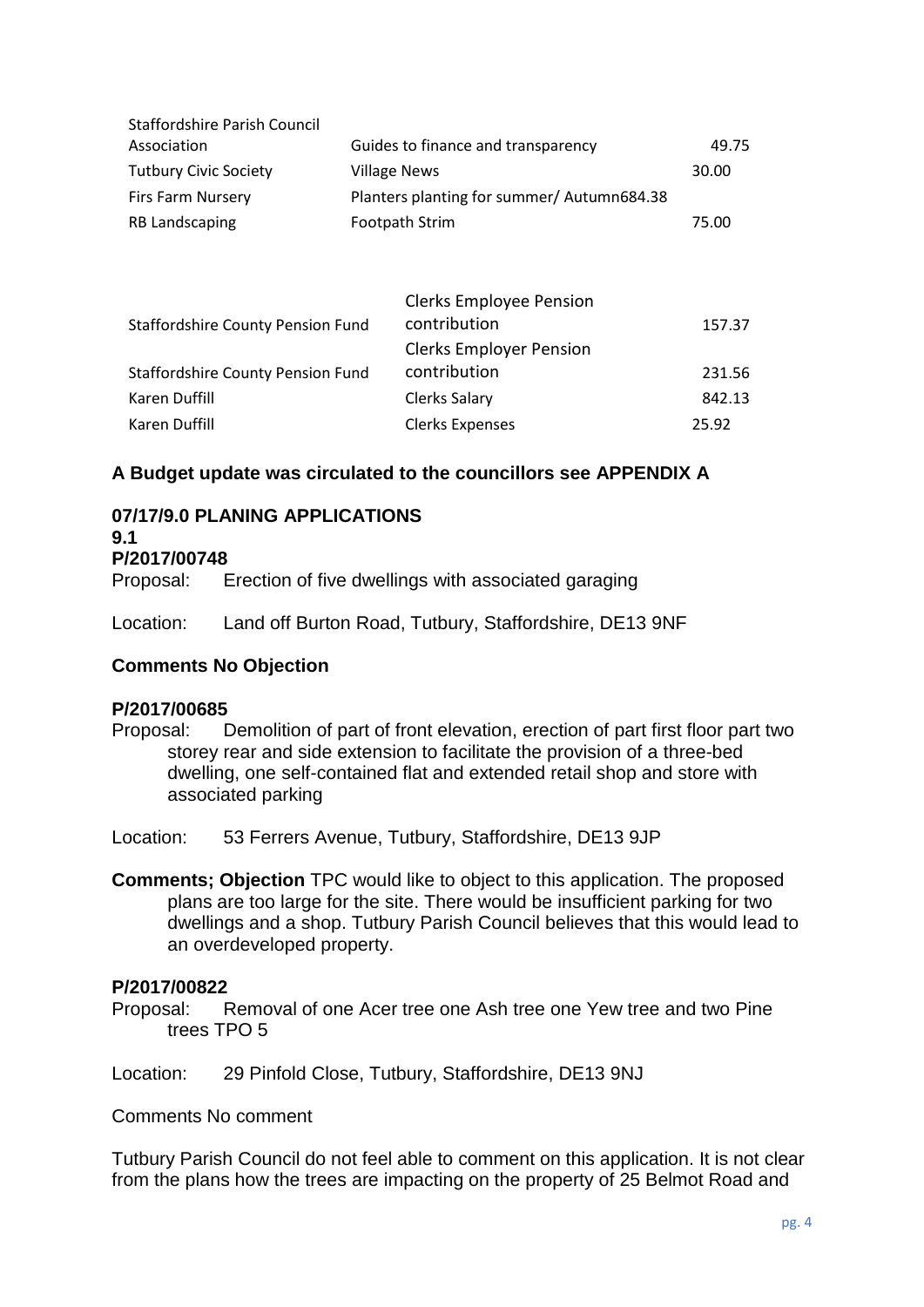| | | |
|---|---|---|
| Staffordshire Parish Council Association | Guides to finance and transparency | 49.75 |
| Tutbury Civic Society | Village News | 30.00 |
| Firs Farm Nursery | Planters planting for summer/ Autumn | 684.38 |
| RB Landscaping | Footpath Strim | 75.00 |

| | | |
|---|---|---|
| Staffordshire County Pension Fund | Clerks Employee Pension contribution | 157.37 |
| Staffordshire County Pension Fund | Clerks Employer Pension contribution | 231.56 |
| Karen Duffill | Clerks Salary | 842.13 |
| Karen Duffill | Clerks Expenses | 25.92 |

**A Budget update was circulated to the councillors see APPENDIX A**

**07/17/9.0 PLANING APPLICATIONS**

**9.1**

**P/2017/00748**

Proposal: Erection of five dwellings with associated garaging

Location: Land off Burton Road, Tutbury, Staffordshire, DE13 9NF

**Comments No Objection**

**P/2017/00685**

Proposal: Demolition of part of front elevation, erection of part first floor part two storey rear and side extension to facilitate the provision of a three-bed dwelling, one self-contained flat and extended retail shop and store with associated parking

Location: 53 Ferrers Avenue, Tutbury, Staffordshire, DE13 9JP

**Comments; Objection** TPC would like to object to this application. The proposed plans are too large for the site. There would be insufficient parking for two dwellings and a shop. Tutbury Parish Council believes that this would lead to an overdeveloped property.

**P/2017/00822**

Proposal: Removal of one Acer tree one Ash tree one Yew tree and two Pine trees TPO 5

Location: 29 Pinfold Close, Tutbury, Staffordshire, DE13 9NJ

Comments No comment

Tutbury Parish Council do not feel able to comment on this application. It is not clear from the plans how the trees are impacting on the property of 25 Belmot Road and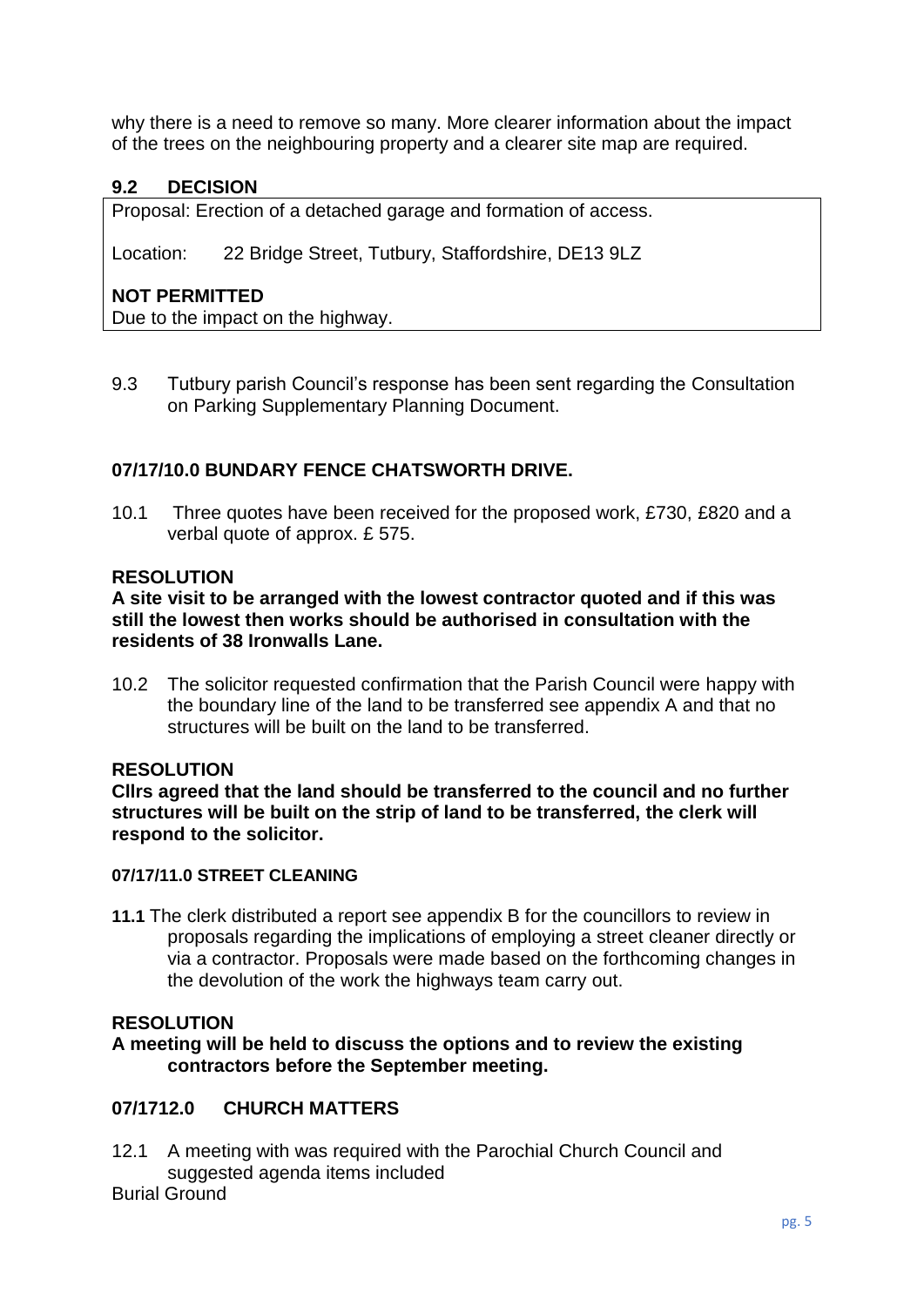why there is a need to remove so many. More clearer information about the impact of the trees on the neighbouring property and a clearer site map are required.

### 9.2 DECISION

Proposal: Erection of a detached garage and formation of access.

Location: 22 Bridge Street, Tutbury, Staffordshire, DE13 9LZ

**NOT PERMITTED**
Due to the impact on the highway.

9.3 Tutbury parish Council's response has been sent regarding the Consultation on Parking Supplementary Planning Document.

### 07/17/10.0 BUNDARY FENCE CHATSWORTH DRIVE.

10.1 Three quotes have been received for the proposed work, £730, £820 and a verbal quote of approx. £ 575.

**RESOLUTION**
**A site visit to be arranged with the lowest contractor quoted and if this was still the lowest then works should be authorised in consultation with the residents of 38 Ironwalls Lane.**

10.2 The solicitor requested confirmation that the Parish Council were happy with the boundary line of the land to be transferred see appendix A and that no structures will be built on the land to be transferred.

**RESOLUTION**
**Cllrs agreed that the land should be transferred to the council and no further structures will be built on the strip of land to be transferred, the clerk will respond to the solicitor.**

#### 07/17/11.0 STREET CLEANING

**11.1** The clerk distributed a report see appendix B for the councillors to review in proposals regarding the implications of employing a street cleaner directly or via a contractor. Proposals were made based on the forthcoming changes in the devolution of the work the highways team carry out.

**RESOLUTION**
**A meeting will be held to discuss the options and to review the existing contractors before the September meeting.**

### 07/1712.0 CHURCH MATTERS

12.1 A meeting with was required with the Parochial Church Council and suggested agenda items included

Burial Ground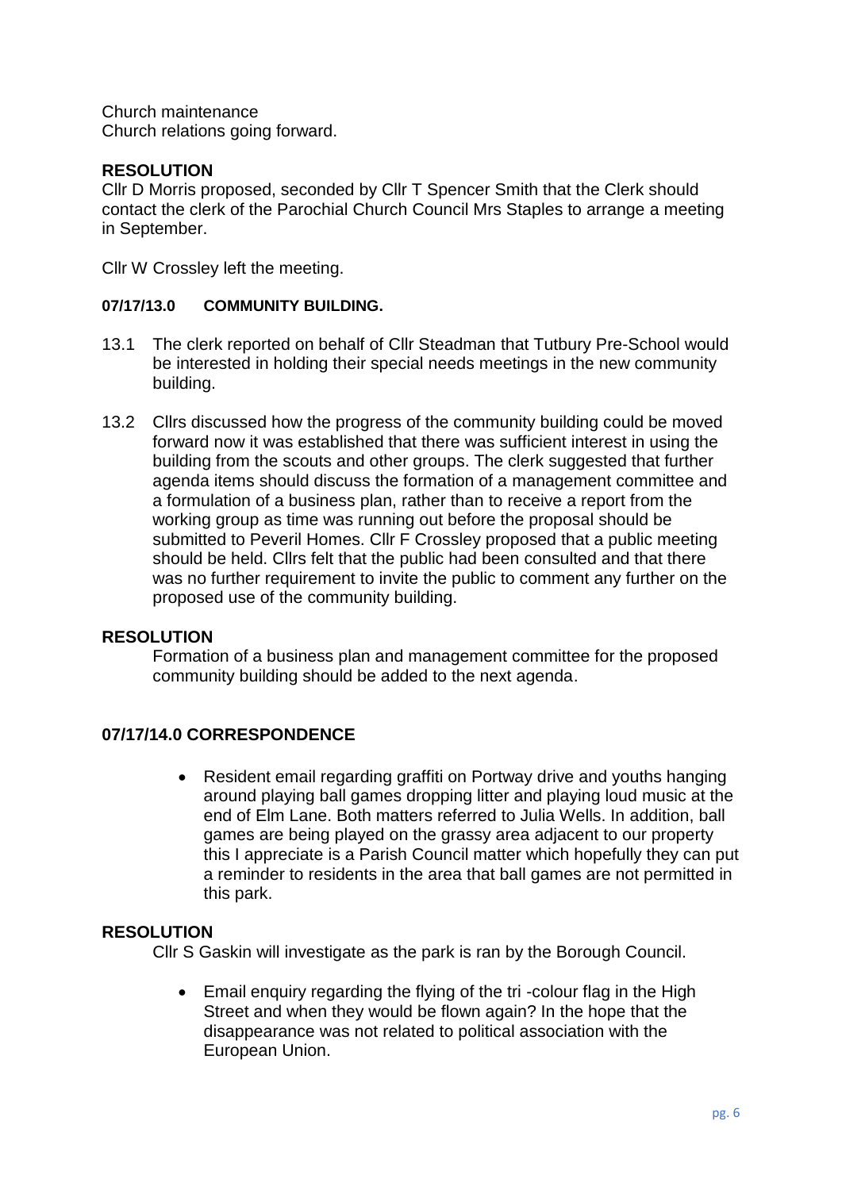Church maintenance
Church relations going forward.

**RESOLUTION**
Cllr D Morris proposed, seconded by Cllr T Spencer Smith that the Clerk should contact the clerk of the Parochial Church Council Mrs Staples to arrange a meeting in September.

Cllr W Crossley left the meeting.

**07/17/13.0 COMMUNITY BUILDING.**

13.1 The clerk reported on behalf of Cllr Steadman that Tutbury Pre-School would be interested in holding their special needs meetings in the new community building.

13.2 Cllrs discussed how the progress of the community building could be moved forward now it was established that there was sufficient interest in using the building from the scouts and other groups. The clerk suggested that further agenda items should discuss the formation of a management committee and a formulation of a business plan, rather than to receive a report from the working group as time was running out before the proposal should be submitted to Peveril Homes. Cllr F Crossley proposed that a public meeting should be held. Cllrs felt that the public had been consulted and that there was no further requirement to invite the public to comment any further on the proposed use of the community building.

**RESOLUTION**
Formation of a business plan and management committee for the proposed community building should be added to the next agenda.

**07/17/14.0 CORRESPONDENCE**

- Resident email regarding graffiti on Portway drive and youths hanging around playing ball games dropping litter and playing loud music at the end of Elm Lane. Both matters referred to Julia Wells. In addition, ball games are being played on the grassy area adjacent to our property this I appreciate is a Parish Council matter which hopefully they can put a reminder to residents in the area that ball games are not permitted in this park.

**RESOLUTION**
Cllr S Gaskin will investigate as the park is ran by the Borough Council.

- Email enquiry regarding the flying of the tri -colour flag in the High Street and when they would be flown again? In the hope that the disappearance was not related to political association with the European Union.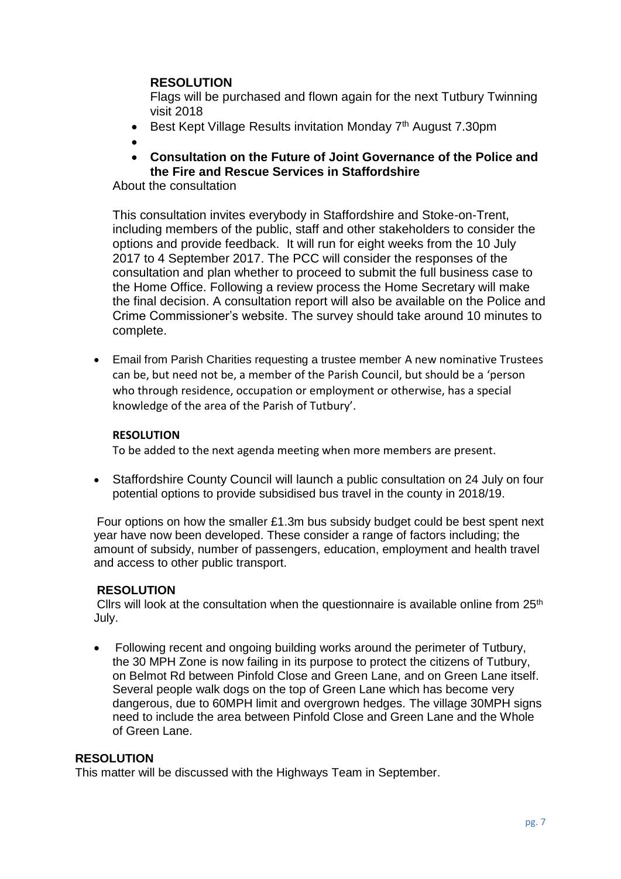**RESOLUTION**

Flags will be purchased and flown again for the next Tutbury Twinning visit 2018

- Best Kept Village Results invitation Monday 7th August 7.30pm
- 
- **Consultation on the Future of Joint Governance of the Police and the Fire and Rescue Services in Staffordshire**

About the consultation

This consultation invites everybody in Staffordshire and Stoke-on-Trent, including members of the public, staff and other stakeholders to consider the options and provide feedback. It will run for eight weeks from the 10 July 2017 to 4 September 2017. The PCC will consider the responses of the consultation and plan whether to proceed to submit the full business case to the Home Office. Following a review process the Home Secretary will make the final decision. A consultation report will also be available on the Police and Crime Commissioner's website. The survey should take around 10 minutes to complete.

- Email from Parish Charities requesting a trustee member A new nominative Trustees can be, but need not be, a member of the Parish Council, but should be a 'person who through residence, occupation or employment or otherwise, has a special knowledge of the area of the Parish of Tutbury'.

**RESOLUTION**

To be added to the next agenda meeting when more members are present.

- Staffordshire County Council will launch a public consultation on 24 July on four potential options to provide subsidised bus travel in the county in 2018/19.

Four options on how the smaller £1.3m bus subsidy budget could be best spent next year have now been developed. These consider a range of factors including; the amount of subsidy, number of passengers, education, employment and health travel and access to other public transport.

**RESOLUTION**

Cllrs will look at the consultation when the questionnaire is available online from 25th July.

- Following recent and ongoing building works around the perimeter of Tutbury, the 30 MPH Zone is now failing in its purpose to protect the citizens of Tutbury, on Belmot Rd between Pinfold Close and Green Lane, and on Green Lane itself. Several people walk dogs on the top of Green Lane which has become very dangerous, due to 60MPH limit and overgrown hedges. The village 30MPH signs need to include the area between Pinfold Close and Green Lane and the Whole of Green Lane.

**RESOLUTION**

This matter will be discussed with the Highways Team in September.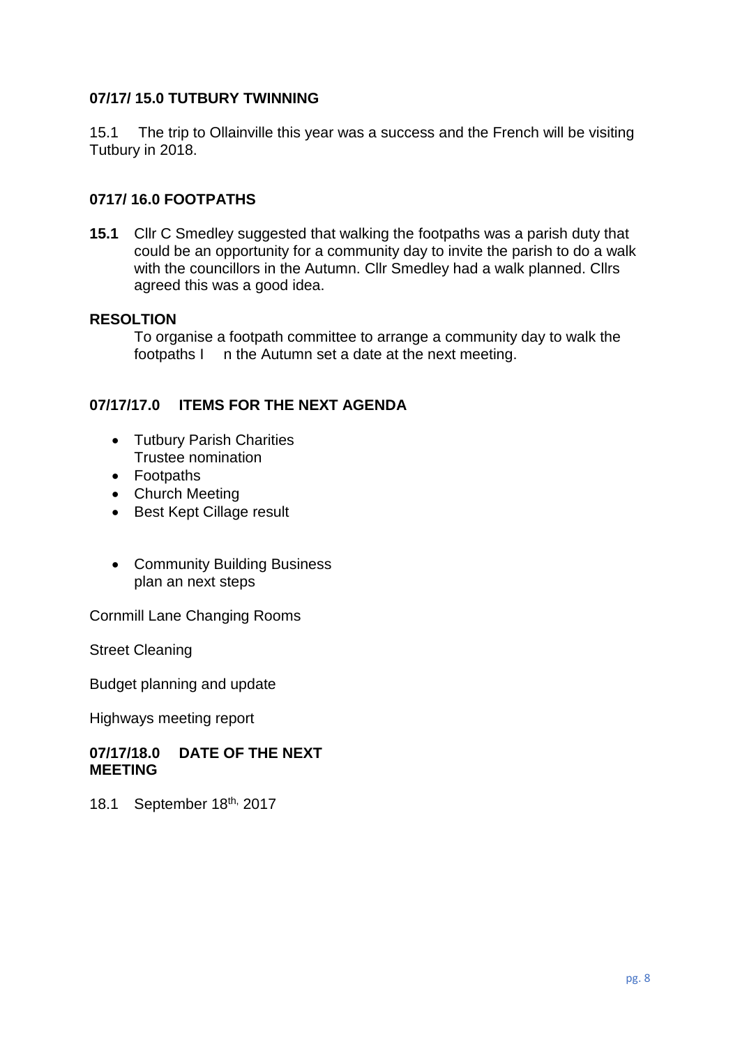**07/17/ 15.0 TUTBURY TWINNING**

15.1 The trip to Ollainville this year was a success and the French will be visiting Tutbury in 2018.

**0717/ 16.0 FOOTPATHS**

**15.1** Cllr C Smedley suggested that walking the footpaths was a parish duty that could be an opportunity for a community day to invite the parish to do a walk with the councillors in the Autumn. Cllr Smedley had a walk planned. Cllrs agreed this was a good idea.

**RESOLTION**

To organise a footpath committee to arrange a community day to walk the footpaths I n the Autumn set a date at the next meeting.

**07/17/17.0 ITEMS FOR THE NEXT AGENDA**

- Tutbury Parish Charities Trustee nomination
- Footpaths
- Church Meeting
- Best Kept Cillage result
- Community Building Business plan an next steps

Cornmill Lane Changing Rooms

Street Cleaning

Budget planning and update

Highways meeting report

**07/17/18.0 DATE OF THE NEXT MEETING**

18.1 September 18th, 2017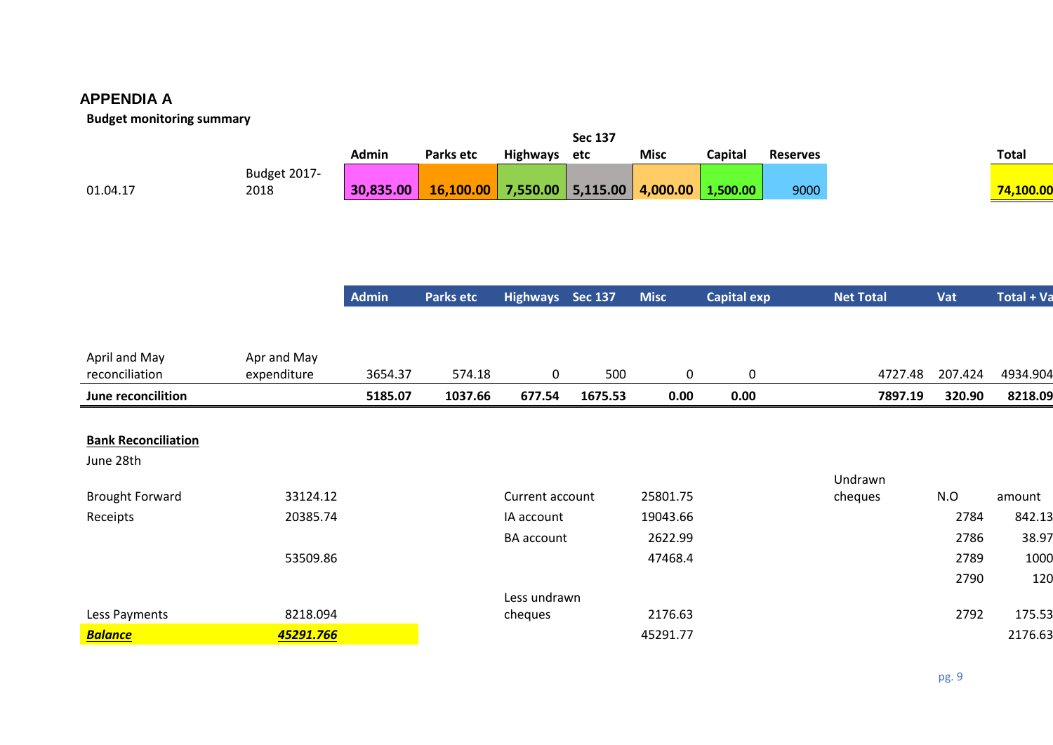## APPENDIA A

**Budget monitoring summary**

| | | Admin | Parks etc | Highways | Sec 137 etc | Misc | Capital | Reserves | Total |
|---|---|---|---|---|---|---|---|---|---|
| 01.04.17 | Budget 2017-2018 | **30,835.00** | **16,100.00** | **7,550.00** | **5,115.00** | **4,000.00** | **1,500.00** | 9000 | **74,100.00** |

| | | Admin | Parks etc | Highways | Sec 137 | Misc | Capital exp | Net Total | Vat | Total + Va |
|---|---|---|---|---|---|---|---|---|---|---|
| April and May reconciliation | Apr and May expenditure | 3654.37 | 574.18 | 0 | 500 | 0 | 0 | 4727.48 | 207.424 | 4934.904 |
| **June reconcilition** | | **5185.07** | **1037.66** | **677.54** | **1675.53** | **0.00** | **0.00** | **7897.19** | **320.90** | **8218.09** |

**Bank Reconciliation**

June 28th

| | | | | Undrawn cheques | N.O | amount |
|---|---|---|---|---|---|---|
| Brought Forward | 33124.12 | Current account | 25801.75 | | | |
| Receipts | 20385.74 | IA account | 19043.66 | | 2784 | 842.13 |
| | | BA account | 2622.99 | | 2786 | 38.97 |
| | 53509.86 | | 47468.4 | | 2789 | 1000 |
| | | | | | 2790 | 120 |
| Less Payments | 8218.094 | Less undrawn cheques | 2176.63 | | 2792 | 175.53 |
| ***Balance*** | ***45291.766*** | | 45291.77 | | | 2176.63 |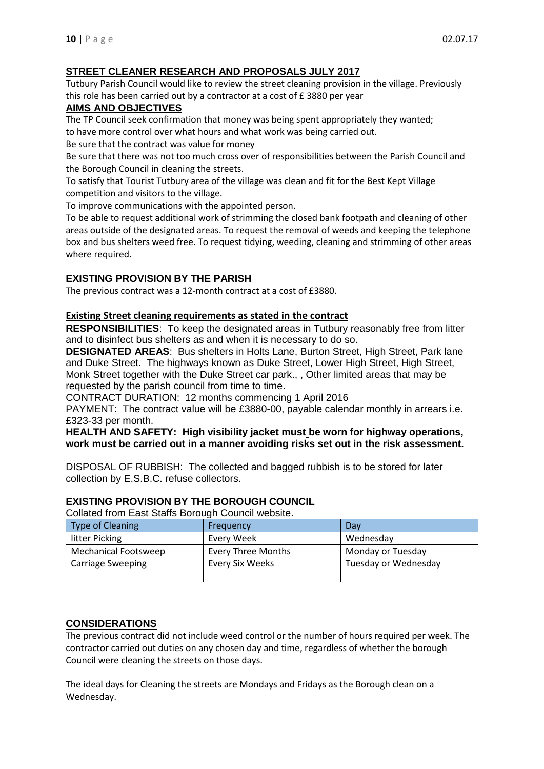## STREET CLEANER RESEARCH AND PROPOSALS JULY 2017

Tutbury Parish Council would like to review the street cleaning provision in the village. Previously this role has been carried out by a contractor at a cost of £ 3880 per year

## AIMS AND OBJECTIVES

The TP Council seek confirmation that money was being spent appropriately they wanted; to have more control over what hours and what work was being carried out.

Be sure that the contract was value for money

Be sure that there was not too much cross over of responsibilities between the Parish Council and the Borough Council in cleaning the streets.

To satisfy that Tourist Tutbury area of the village was clean and fit for the Best Kept Village competition and visitors to the village.

To improve communications with the appointed person.

To be able to request additional work of strimming the closed bank footpath and cleaning of other areas outside of the designated areas. To request the removal of weeds and keeping the telephone box and bus shelters weed free. To request tidying, weeding, cleaning and strimming of other areas where required.

### EXISTING PROVISION BY THE PARISH

The previous contract was a 12-month contract at a cost of £3880.

**Existing Street cleaning requirements as stated in the contract**

**RESPONSIBILITIES**: To keep the designated areas in Tutbury reasonably free from litter and to disinfect bus shelters as and when it is necessary to do so.

**DESIGNATED AREAS**: Bus shelters in Holts Lane, Burton Street, High Street, Park lane and Duke Street. The highways known as Duke Street, Lower High Street, High Street, Monk Street together with the Duke Street car park., , Other limited areas that may be requested by the parish council from time to time.

CONTRACT DURATION: 12 months commencing 1 April 2016

PAYMENT: The contract value will be £3880-00, payable calendar monthly in arrears i.e. £323-33 per month.

**HEALTH AND SAFETY: High visibility jacket must be worn for highway operations, work must be carried out in a manner avoiding risks set out in the risk assessment.**

DISPOSAL OF RUBBISH: The collected and bagged rubbish is to be stored for later collection by E.S.B.C. refuse collectors.

### EXISTING PROVISION BY THE BOROUGH COUNCIL

Collated from East Staffs Borough Council website.

| Type of Cleaning | Frequency | Day |
|---|---|---|
| litter Picking | Every Week | Wednesday |
| Mechanical Footsweep | Every Three Months | Monday or Tuesday |
| Carriage Sweeping | Every Six Weeks | Tuesday or Wednesday |

## CONSIDERATIONS

The previous contract did not include weed control or the number of hours required per week. The contractor carried out duties on any chosen day and time, regardless of whether the borough Council were cleaning the streets on those days.

The ideal days for Cleaning the streets are Mondays and Fridays as the Borough clean on a Wednesday.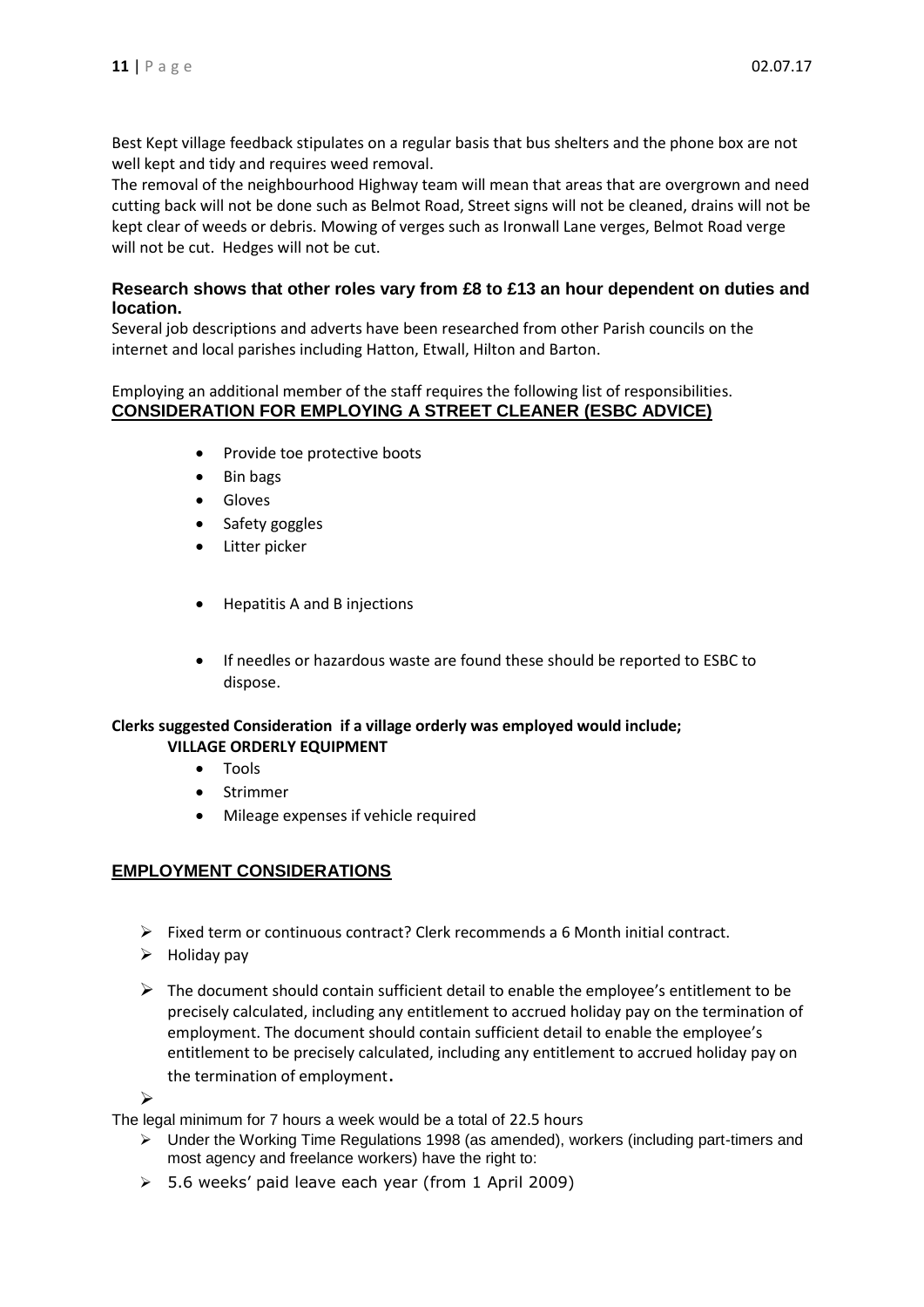Best Kept village feedback stipulates on a regular basis that bus shelters and the phone box are not well kept and tidy and requires weed removal.

The removal of the neighbourhood Highway team will mean that areas that are overgrown and need cutting back will not be done such as Belmot Road, Street signs will not be cleaned, drains will not be kept clear of weeds or debris. Mowing of verges such as Ironwall Lane verges, Belmot Road verge will not be cut. Hedges will not be cut.

### Research shows that other roles vary from £8 to £13 an hour dependent on duties and location.

Several job descriptions and adverts have been researched from other Parish councils on the internet and local parishes including Hatton, Etwall, Hilton and Barton.

Employing an additional member of the staff requires the following list of responsibilities.

## CONSIDERATION FOR EMPLOYING A STREET CLEANER (ESBC ADVICE)

- Provide toe protective boots
- Bin bags
- Gloves
- Safety goggles
- Litter picker
- Hepatitis A and B injections
- If needles or hazardous waste are found these should be reported to ESBC to dispose.

**Clerks suggested Consideration if a village orderly was employed would include;**

**VILLAGE ORDERLY EQUIPMENT**

- Tools
- Strimmer
- Mileage expenses if vehicle required

## EMPLOYMENT CONSIDERATIONS

- Fixed term or continuous contract? Clerk recommends a 6 Month initial contract.
- Holiday pay
- The document should contain sufficient detail to enable the employee's entitlement to be precisely calculated, including any entitlement to accrued holiday pay on the termination of employment. The document should contain sufficient detail to enable the employee's entitlement to be precisely calculated, including any entitlement to accrued holiday pay on the termination of employment.

The legal minimum for 7 hours a week would be a total of 22.5 hours

- Under the Working Time Regulations 1998 (as amended), workers (including part-timers and most agency and freelance workers) have the right to:
- 5.6 weeks' paid leave each year (from 1 April 2009)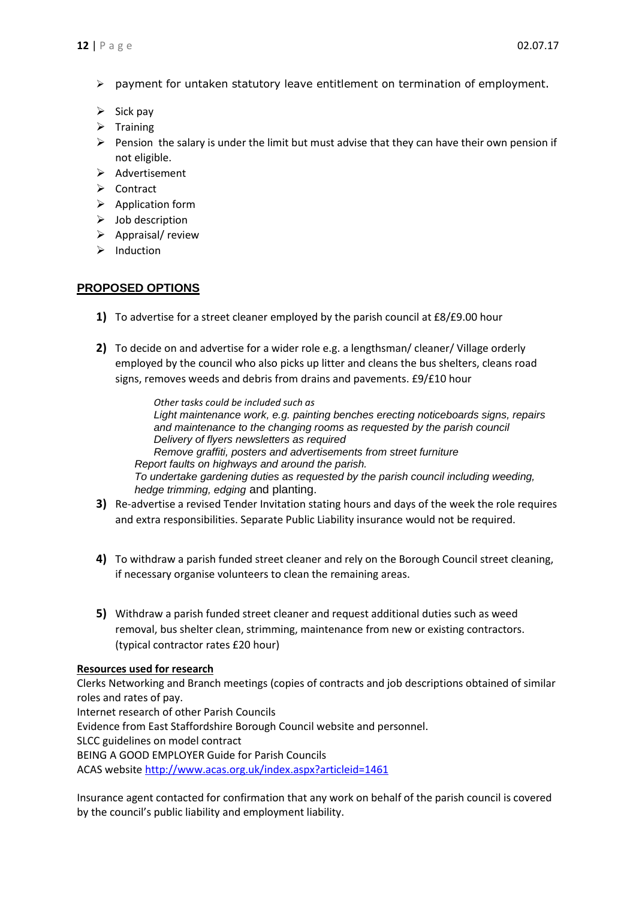- payment for untaken statutory leave entitlement on termination of employment.
- Sick pay
- Training
- Pension  the salary is under the limit but must advise that they can have their own pension if not eligible.
- Advertisement
- Contract
- Application form
- Job description
- Appraisal/ review
- Induction

## PROPOSED OPTIONS

**1)** To advertise for a street cleaner employed by the parish council at £8/£9.00 hour

**2)** To decide on and advertise for a wider role e.g. a lengthsman/ cleaner/ Village orderly employed by the council who also picks up litter and cleans the bus shelters, cleans road signs, removes weeds and debris from drains and pavements. £9/£10 hour

> *Other tasks could be included such as*
> *Light maintenance work, e.g. painting benches erecting noticeboards signs, repairs and maintenance to the changing rooms as requested by the parish council*
> *Delivery of flyers newsletters as required*
> *Remove graffiti, posters and advertisements from street furniture*
> *Report faults on highways and around the parish.*
> *To undertake gardening duties as requested by the parish council including weeding, hedge trimming, edging* and planting.

**3)** Re-advertise a revised Tender Invitation stating hours and days of the week the role requires and extra responsibilities. Separate Public Liability insurance would not be required.

**4)** To withdraw a parish funded street cleaner and rely on the Borough Council street cleaning, if necessary organise volunteers to clean the remaining areas.

**5)** Withdraw a parish funded street cleaner and request additional duties such as weed removal, bus shelter clean, strimming, maintenance from new or existing contractors. (typical contractor rates £20 hour)

**Resources used for research**

Clerks Networking and Branch meetings (copies of contracts and job descriptions obtained of similar roles and rates of pay.
Internet research of other Parish Councils
Evidence from East Staffordshire Borough Council website and personnel.
SLCC guidelines on model contract
BEING A GOOD EMPLOYER Guide for Parish Councils
ACAS website http://www.acas.org.uk/index.aspx?articleid=1461

Insurance agent contacted for confirmation that any work on behalf of the parish council is covered by the council's public liability and employment liability.